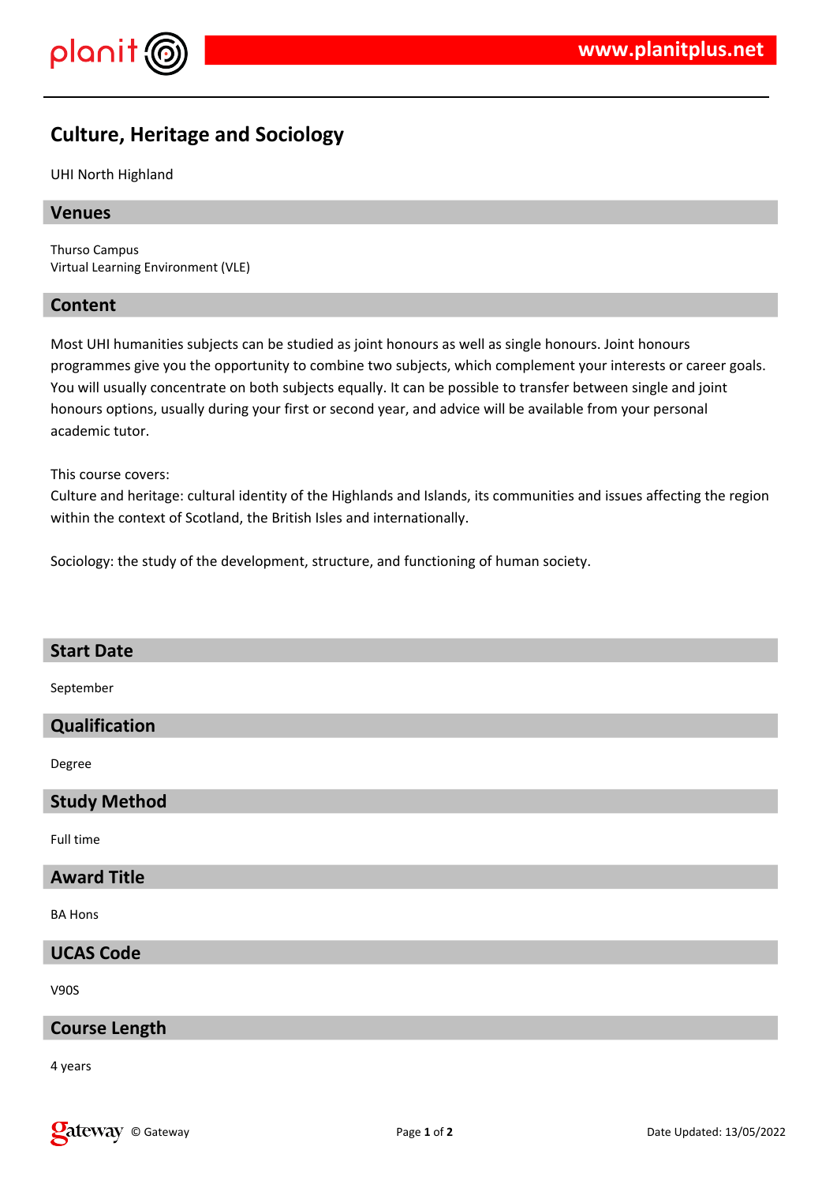# Culture, Heritage and Sociology

UHI North Highland

## Venues

Thurso Campus
Virtual Learning Environment (VLE)

## Content

Most UHI humanities subjects can be studied as joint honours as well as single honours. Joint honours programmes give you the opportunity to combine two subjects, which complement your interests or career goals. You will usually concentrate on both subjects equally. It can be possible to transfer between single and joint honours options, usually during your first or second year, and advice will be available from your personal academic tutor.

This course covers:
Culture and heritage: cultural identity of the Highlands and Islands, its communities and issues affecting the region within the context of Scotland, the British Isles and internationally.

Sociology: the study of the development, structure, and functioning of human society.

## Start Date

September

## Qualification

Degree

## Study Method

Full time

## Award Title

BA Hons

## UCAS Code

V90S

## Course Length

4 years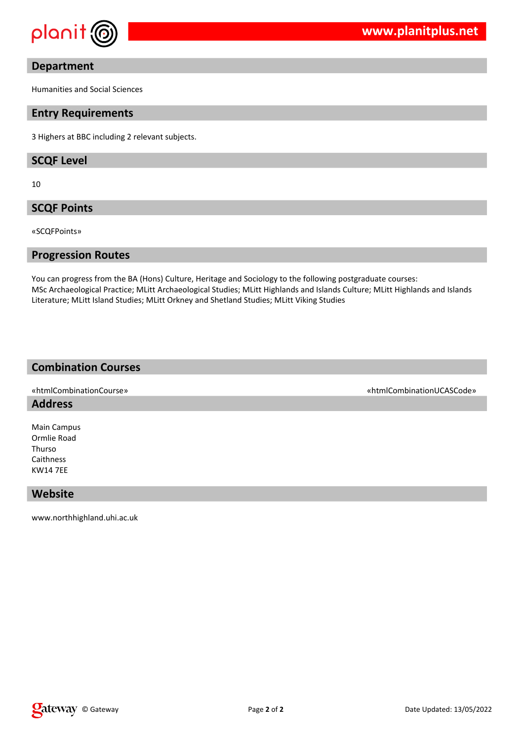## Department

Humanities and Social Sciences

## Entry Requirements

3 Highers at BBC including 2 relevant subjects.

## SCQF Level

10

## SCQF Points

«SCQFPoints»

## Progression Routes

You can progress from the BA (Hons) Culture, Heritage and Sociology to the following postgraduate courses:
MSc Archaeological Practice; MLitt Archaeological Studies; MLitt Highlands and Islands Culture; MLitt Highlands and Islands Literature; MLitt Island Studies; MLitt Orkney and Shetland Studies; MLitt Viking Studies

## Combination Courses

«htmlCombinationCourse» «htmlCombinationUCASCode»

## Address

Main Campus
Ormlie Road
Thurso
Caithness
KW14 7EE

## Website

www.northhighland.uhi.ac.uk